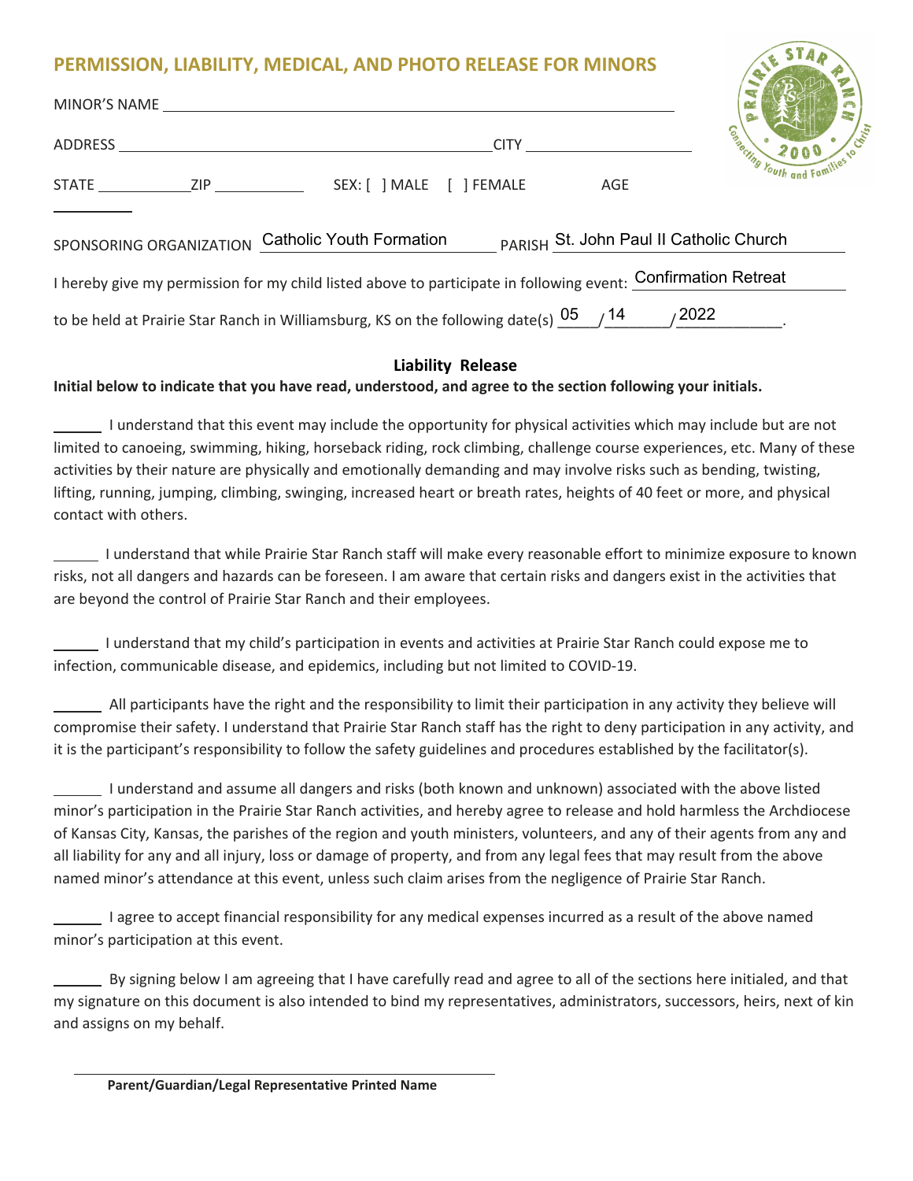## PERMISSION, LIABILITY, MEDICAL, AND PHOTO RELEASE FOR MINORS

MINOR'S NAME ______________________________________________

ADDRESS ________________________________ CITY ________________

STATE __________ ZIP __________ SEX: [ ] MALE [ ] FEMALE AGE ________

SPONSORING ORGANIZATION Catholic Youth Formation PARISH St. John Paul II Catholic Church

I hereby give my permission for my child listed above to participate in following event: Confirmation Retreat

to be held at Prairie Star Ranch in Williamsburg, KS on the following date(s) 05 / 14 / 2022.

### Liability Release

**Initial below to indicate that you have read, understood, and agree to the section following your initials.**

______ I understand that this event may include the opportunity for physical activities which may include but are not limited to canoeing, swimming, hiking, horseback riding, rock climbing, challenge course experiences, etc. Many of these activities by their nature are physically and emotionally demanding and may involve risks such as bending, twisting, lifting, running, jumping, climbing, swinging, increased heart or breath rates, heights of 40 feet or more, and physical contact with others.

______ I understand that while Prairie Star Ranch staff will make every reasonable effort to minimize exposure to known risks, not all dangers and hazards can be foreseen. I am aware that certain risks and dangers exist in the activities that are beyond the control of Prairie Star Ranch and their employees.

______ I understand that my child's participation in events and activities at Prairie Star Ranch could expose me to infection, communicable disease, and epidemics, including but not limited to COVID-19.

______ All participants have the right and the responsibility to limit their participation in any activity they believe will compromise their safety. I understand that Prairie Star Ranch staff has the right to deny participation in any activity, and it is the participant's responsibility to follow the safety guidelines and procedures established by the facilitator(s).

______ I understand and assume all dangers and risks (both known and unknown) associated with the above listed minor's participation in the Prairie Star Ranch activities, and hereby agree to release and hold harmless the Archdiocese of Kansas City, Kansas, the parishes of the region and youth ministers, volunteers, and any of their agents from any and all liability for any and all injury, loss or damage of property, and from any legal fees that may result from the above named minor's attendance at this event, unless such claim arises from the negligence of Prairie Star Ranch.

______ I agree to accept financial responsibility for any medical expenses incurred as a result of the above named minor's participation at this event.

______ By signing below I am agreeing that I have carefully read and agree to all of the sections here initialed, and that my signature on this document is also intended to bind my representatives, administrators, successors, heirs, next of kin and assigns on my behalf.

______________________________________________

**Parent/Guardian/Legal Representative Printed Name**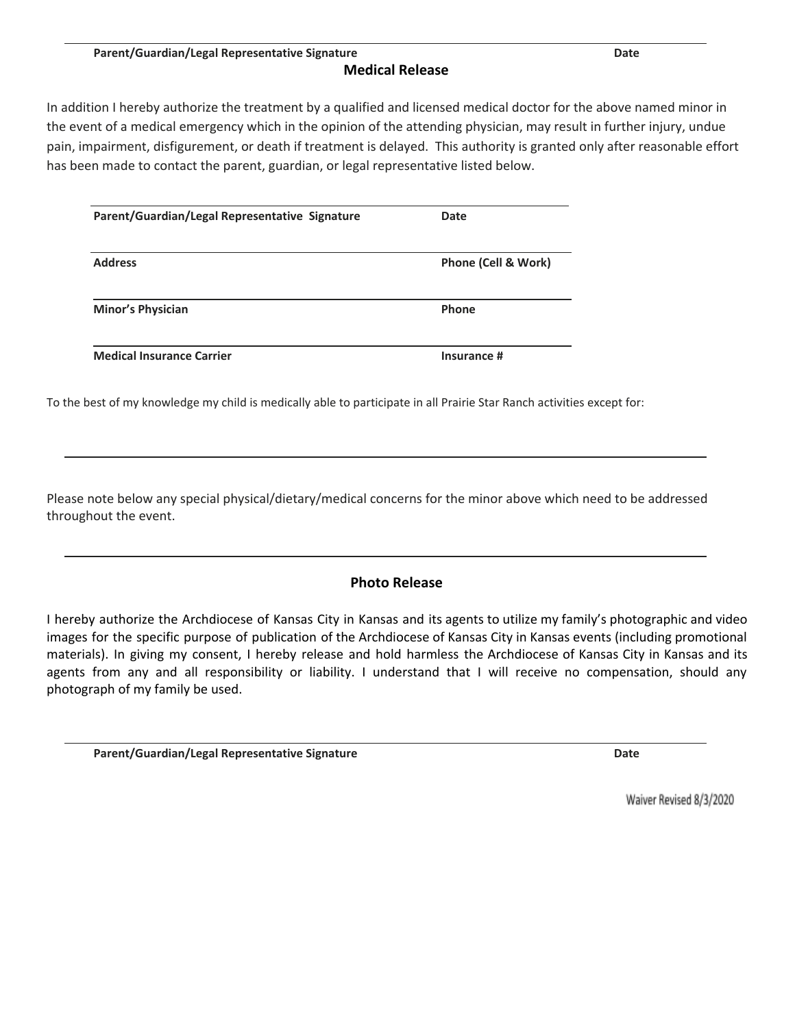**Parent/Guardian/Legal Representative Signature** **Date**

## Medical Release

In addition I hereby authorize the treatment by a qualified and licensed medical doctor for the above named minor in the event of a medical emergency which in the opinion of the attending physician, may result in further injury, undue pain, impairment, disfigurement, or death if treatment is delayed. This authority is granted only after reasonable effort has been made to contact the parent, guardian, or legal representative listed below.

**Parent/Guardian/Legal Representative Signature** **Date**

**Address** **Phone (Cell & Work)**

**Minor's Physician** **Phone**

**Medical Insurance Carrier** **Insurance #**

To the best of my knowledge my child is medically able to participate in all Prairie Star Ranch activities except for:

Please note below any special physical/dietary/medical concerns for the minor above which need to be addressed throughout the event.

## Photo Release

I hereby authorize the Archdiocese of Kansas City in Kansas and its agents to utilize my family's photographic and video images for the specific purpose of publication of the Archdiocese of Kansas City in Kansas events (including promotional materials). In giving my consent, I hereby release and hold harmless the Archdiocese of Kansas City in Kansas and its agents from any and all responsibility or liability. I understand that I will receive no compensation, should any photograph of my family be used.

**Parent/Guardian/Legal Representative Signature** **Date**

Waiver Revised 8/3/2020